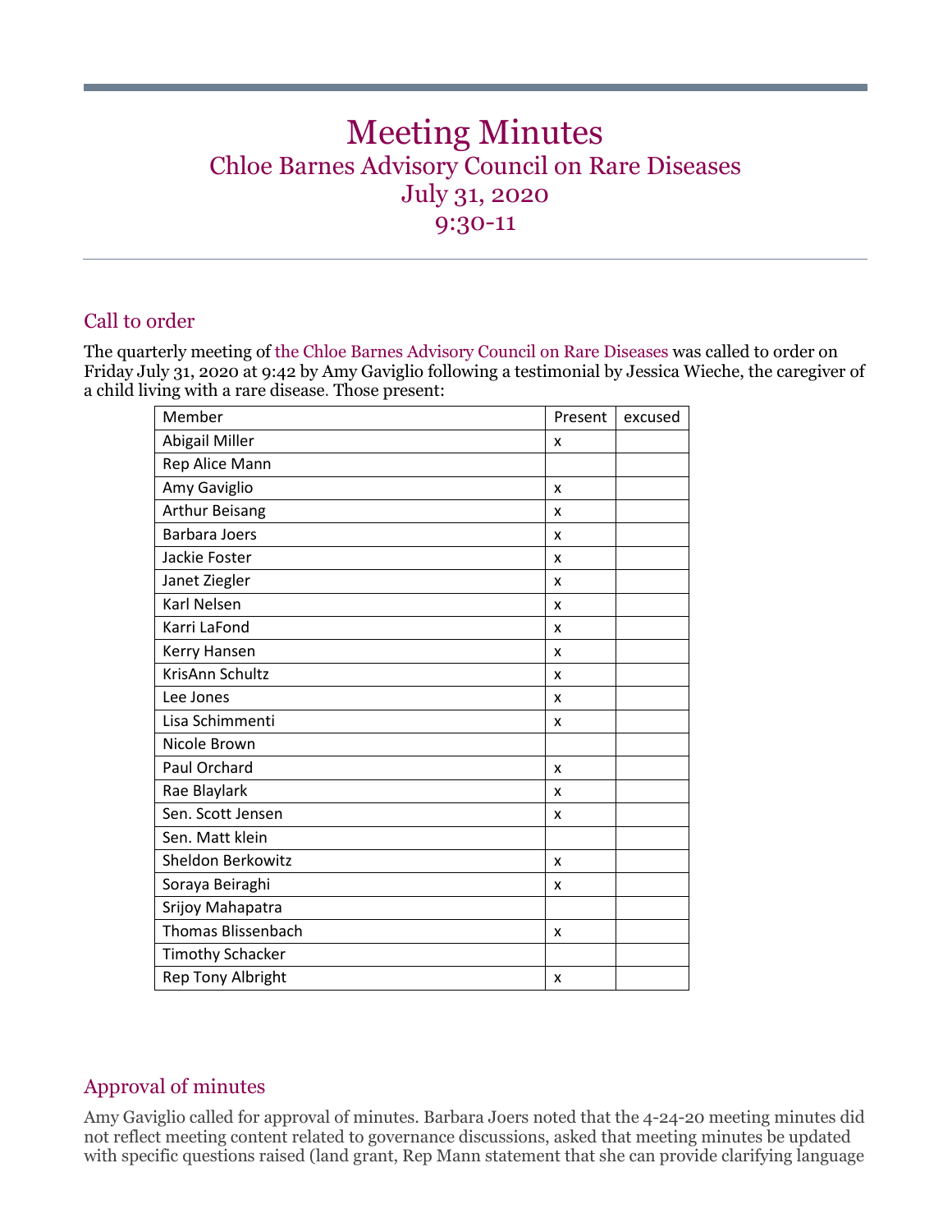# Meeting Minutes

## Chloe Barnes Advisory Council on Rare Diseases

## July 31, 2020

## 9:30-11

### Call to order

The quarterly meeting of the Chloe Barnes Advisory Council on Rare Diseases was called to order on Friday July 31, 2020 at 9:42 by Amy Gaviglio following a testimonial by Jessica Wieche, the caregiver of a child living with a rare disease. Those present:

| Member | Present | excused |
|---|---|---|
| Abigail Miller | x | |
| Rep Alice Mann | | |
| Amy Gaviglio | x | |
| Arthur Beisang | x | |
| Barbara Joers | x | |
| Jackie Foster | x | |
| Janet Ziegler | x | |
| Karl Nelsen | x | |
| Karri LaFond | x | |
| Kerry Hansen | x | |
| KrisAnn Schultz | x | |
| Lee Jones | x | |
| Lisa Schimmenti | x | |
| Nicole Brown | | |
| Paul Orchard | x | |
| Rae Blaylark | x | |
| Sen. Scott Jensen | x | |
| Sen. Matt klein | | |
| Sheldon Berkowitz | x | |
| Soraya Beiraghi | x | |
| Srijoy Mahapatra | | |
| Thomas Blissenbach | x | |
| Timothy Schacker | | |
| Rep Tony Albright | x | |

### Approval of minutes

Amy Gaviglio called for approval of minutes. Barbara Joers noted that the 4-24-20 meeting minutes did not reflect meeting content related to governance discussions, asked that meeting minutes be updated with specific questions raised (land grant, Rep Mann statement that she can provide clarifying language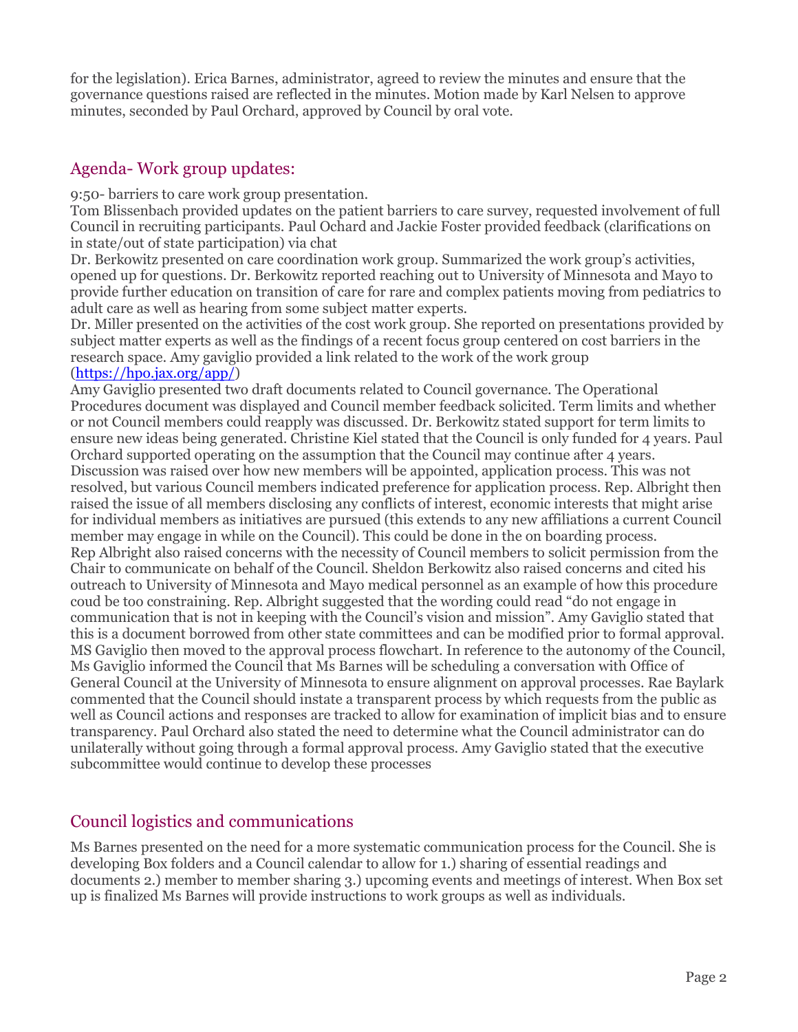for the legislation). Erica Barnes, administrator, agreed to review the minutes and ensure that the governance questions raised are reflected in the minutes. Motion made by Karl Nelsen to approve minutes, seconded by Paul Orchard, approved by Council by oral vote.

## Agenda- Work group updates:

9:50- barriers to care work group presentation.
Tom Blissenbach provided updates on the patient barriers to care survey, requested involvement of full Council in recruiting participants. Paul Ochard and Jackie Foster provided feedback (clarifications on in state/out of state participation) via chat
Dr. Berkowitz presented on care coordination work group. Summarized the work group's activities, opened up for questions. Dr. Berkowitz reported reaching out to University of Minnesota and Mayo to provide further education on transition of care for rare and complex patients moving from pediatrics to adult care as well as hearing from some subject matter experts.
Dr. Miller presented on the activities of the cost work group. She reported on presentations provided by subject matter experts as well as the findings of a recent focus group centered on cost barriers in the research space. Amy gaviglio provided a link related to the work of the work group (https://hpo.jax.org/app/)
Amy Gaviglio presented two draft documents related to Council governance. The Operational Procedures document was displayed and Council member feedback solicited. Term limits and whether or not Council members could reapply was discussed. Dr. Berkowitz stated support for term limits to ensure new ideas being generated. Christine Kiel stated that the Council is only funded for 4 years. Paul Orchard supported operating on the assumption that the Council may continue after 4 years. Discussion was raised over how new members will be appointed, application process. This was not resolved, but various Council members indicated preference for application process. Rep. Albright then raised the issue of all members disclosing any conflicts of interest, economic interests that might arise for individual members as initiatives are pursued (this extends to any new affiliations a current Council member may engage in while on the Council). This could be done in the on boarding process.
Rep Albright also raised concerns with the necessity of Council members to solicit permission from the Chair to communicate on behalf of the Council. Sheldon Berkowitz also raised concerns and cited his outreach to University of Minnesota and Mayo medical personnel as an example of how this procedure coud be too constraining. Rep. Albright suggested that the wording could read "do not engage in communication that is not in keeping with the Council's vision and mission". Amy Gaviglio stated that this is a document borrowed from other state committees and can be modified prior to formal approval. MS Gaviglio then moved to the approval process flowchart. In reference to the autonomy of the Council, Ms Gaviglio informed the Council that Ms Barnes will be scheduling a conversation with Office of General Council at the University of Minnesota to ensure alignment on approval processes. Rae Baylark commented that the Council should instate a transparent process by which requests from the public as well as Council actions and responses are tracked to allow for examination of implicit bias and to ensure transparency. Paul Orchard also stated the need to determine what the Council administrator can do unilaterally without going through a formal approval process. Amy Gaviglio stated that the executive subcommittee would continue to develop these processes

## Council logistics and communications

Ms Barnes presented on the need for a more systematic communication process for the Council. She is developing Box folders and a Council calendar to allow for 1.) sharing of essential readings and documents 2.) member to member sharing 3.) upcoming events and meetings of interest. When Box set up is finalized Ms Barnes will provide instructions to work groups as well as individuals.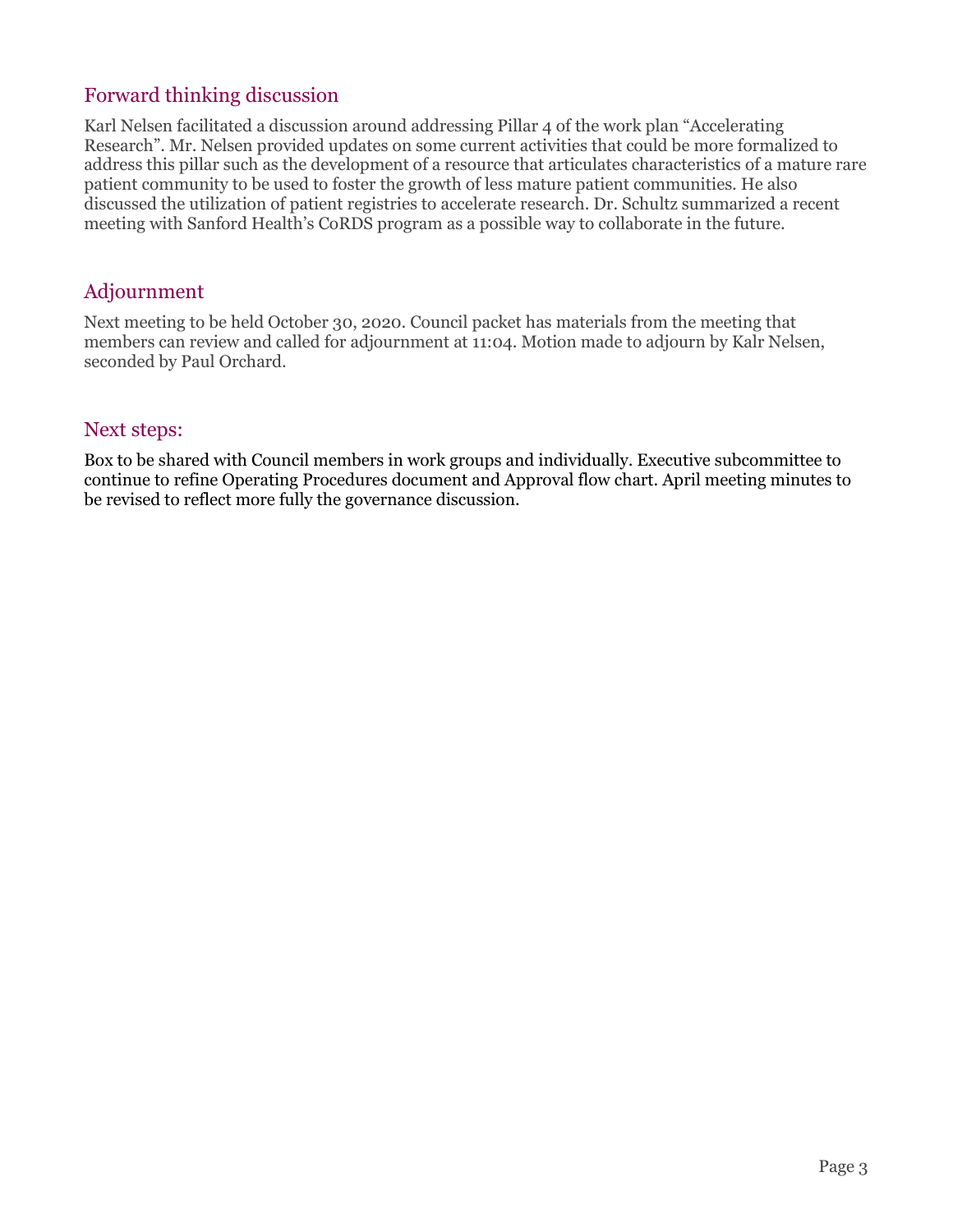## Forward thinking discussion

Karl Nelsen facilitated a discussion around addressing Pillar 4 of the work plan "Accelerating Research". Mr. Nelsen provided updates on some current activities that could be more formalized to address this pillar such as the development of a resource that articulates characteristics of a mature rare patient community to be used to foster the growth of less mature patient communities. He also discussed the utilization of patient registries to accelerate research. Dr. Schultz summarized a recent meeting with Sanford Health's CoRDS program as a possible way to collaborate in the future.

## Adjournment

Next meeting to be held October 30, 2020. Council packet has materials from the meeting that members can review and called for adjournment at 11:04. Motion made to adjourn by Kalr Nelsen, seconded by Paul Orchard.

## Next steps:

Box to be shared with Council members in work groups and individually. Executive subcommittee to continue to refine Operating Procedures document and Approval flow chart. April meeting minutes to be revised to reflect more fully the governance discussion.